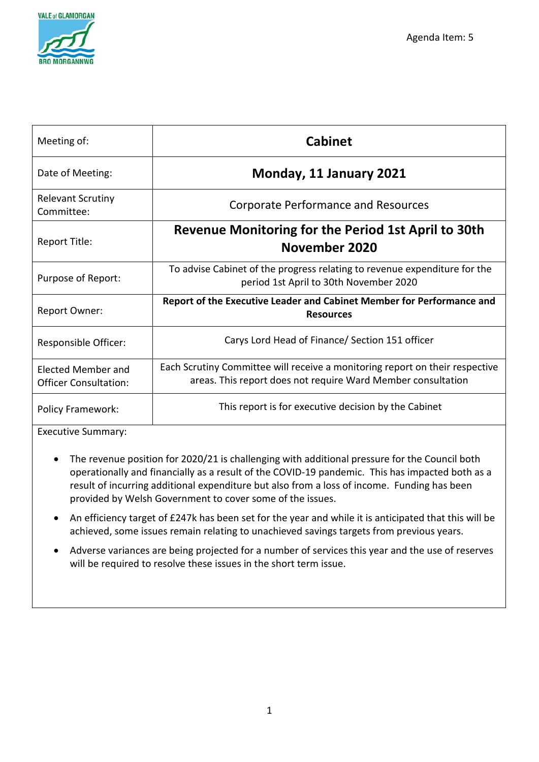Agenda Item: 5

| Meeting of: | **Cabinet** |
|---|---|
| Date of Meeting: | **Monday, 11 January 2021** |
| Relevant Scrutiny Committee: | Corporate Performance and Resources |
| Report Title: | **Revenue Monitoring for the Period 1st April to 30th November 2020** |
| Purpose of Report: | To advise Cabinet of the progress relating to revenue expenditure for the period 1st April to 30th November 2020 |
| Report Owner: | **Report of the Executive Leader and Cabinet Member for Performance and Resources** |
| Responsible Officer: | Carys Lord Head of Finance/ Section 151 officer |
| Elected Member and Officer Consultation: | Each Scrutiny Committee will receive a monitoring report on their respective areas. This report does not require Ward Member consultation |
| Policy Framework: | This report is for executive decision by the Cabinet |

Executive Summary:

- The revenue position for 2020/21 is challenging with additional pressure for the Council both operationally and financially as a result of the COVID-19 pandemic. This has impacted both as a result of incurring additional expenditure but also from a loss of income. Funding has been provided by Welsh Government to cover some of the issues.
- An efficiency target of £247k has been set for the year and while it is anticipated that this will be achieved, some issues remain relating to unachieved savings targets from previous years.
- Adverse variances are being projected for a number of services this year and the use of reserves will be required to resolve these issues in the short term issue.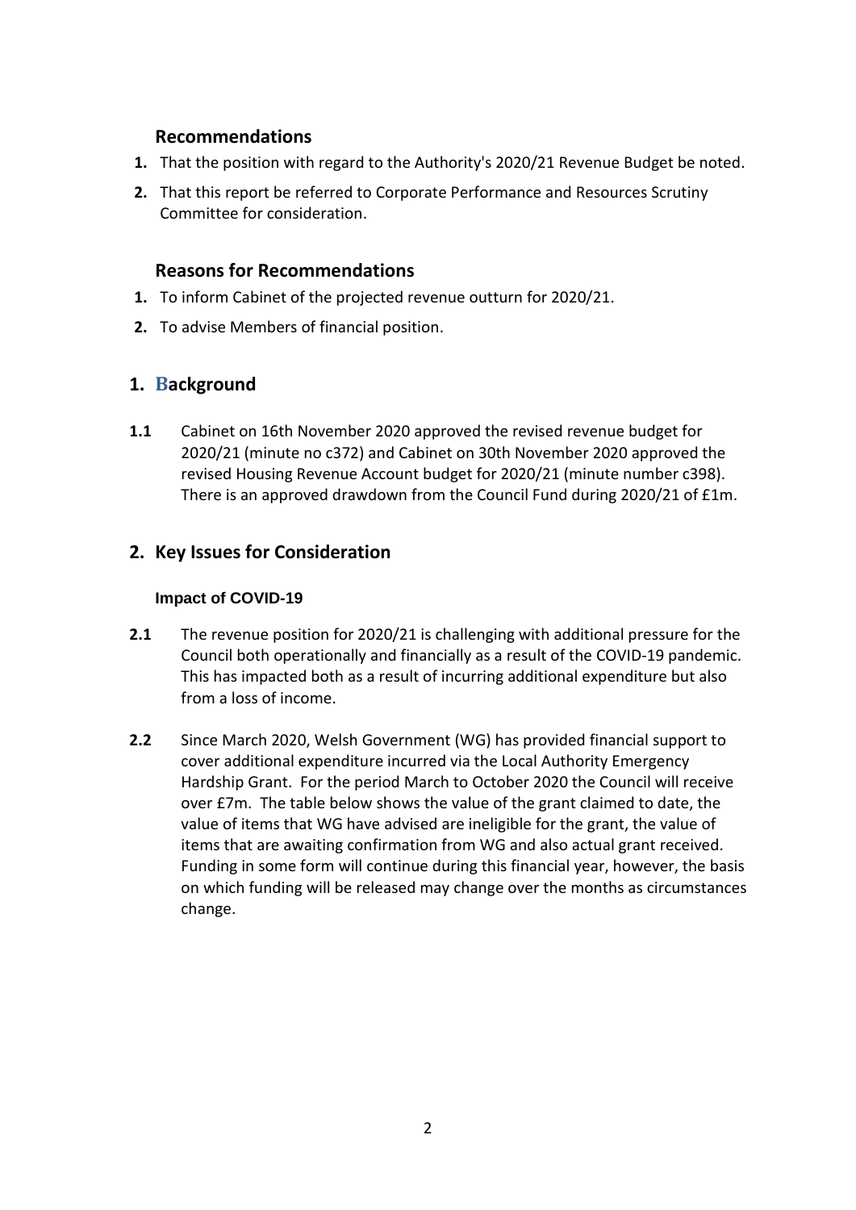### Recommendations

1. That the position with regard to the Authority's 2020/21 Revenue Budget be noted.
2. That this report be referred to Corporate Performance and Resources Scrutiny Committee for consideration.

### Reasons for Recommendations

1. To inform Cabinet of the projected revenue outturn for 2020/21.
2. To advise Members of financial position.

## 1. Background

**1.1** Cabinet on 16th November 2020 approved the revised revenue budget for 2020/21 (minute no c372) and Cabinet on 30th November 2020 approved the revised Housing Revenue Account budget for 2020/21 (minute number c398). There is an approved drawdown from the Council Fund during 2020/21 of £1m.

## 2. Key Issues for Consideration

#### Impact of COVID-19

**2.1** The revenue position for 2020/21 is challenging with additional pressure for the Council both operationally and financially as a result of the COVID-19 pandemic. This has impacted both as a result of incurring additional expenditure but also from a loss of income.

**2.2** Since March 2020, Welsh Government (WG) has provided financial support to cover additional expenditure incurred via the Local Authority Emergency Hardship Grant. For the period March to October 2020 the Council will receive over £7m. The table below shows the value of the grant claimed to date, the value of items that WG have advised are ineligible for the grant, the value of items that are awaiting confirmation from WG and also actual grant received. Funding in some form will continue during this financial year, however, the basis on which funding will be released may change over the months as circumstances change.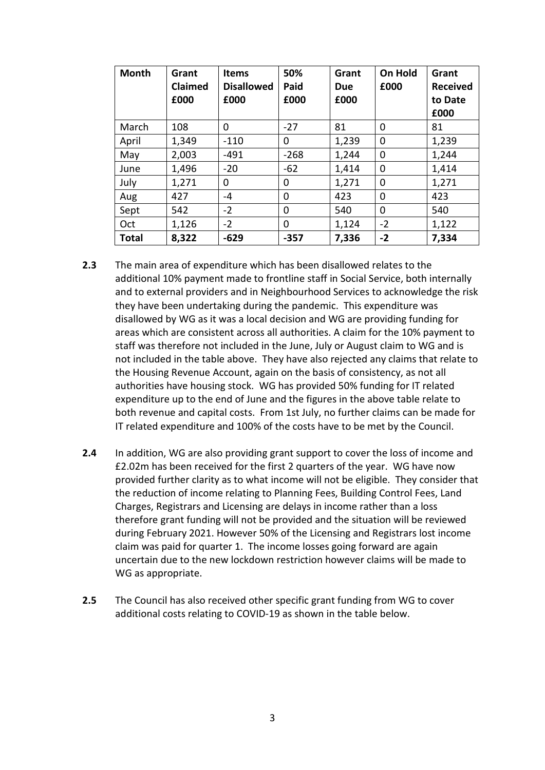| Month | Grant Claimed £000 | Items Disallowed £000 | 50% Paid £000 | Grant Due £000 | On Hold £000 | Grant Received to Date £000 |
|---|---|---|---|---|---|---|
| March | 108 | 0 | -27 | 81 | 0 | 81 |
| April | 1,349 | -110 | 0 | 1,239 | 0 | 1,239 |
| May | 2,003 | -491 | -268 | 1,244 | 0 | 1,244 |
| June | 1,496 | -20 | -62 | 1,414 | 0 | 1,414 |
| July | 1,271 | 0 | 0 | 1,271 | 0 | 1,271 |
| Aug | 427 | -4 | 0 | 423 | 0 | 423 |
| Sept | 542 | -2 | 0 | 540 | 0 | 540 |
| Oct | 1,126 | -2 | 0 | 1,124 | -2 | 1,122 |
| **Total** | **8,322** | **-629** | **-357** | **7,336** | **-2** | **7,334** |

**2.3** The main area of expenditure which has been disallowed relates to the additional 10% payment made to frontline staff in Social Service, both internally and to external providers and in Neighbourhood Services to acknowledge the risk they have been undertaking during the pandemic. This expenditure was disallowed by WG as it was a local decision and WG are providing funding for areas which are consistent across all authorities. A claim for the 10% payment to staff was therefore not included in the June, July or August claim to WG and is not included in the table above. They have also rejected any claims that relate to the Housing Revenue Account, again on the basis of consistency, as not all authorities have housing stock. WG has provided 50% funding for IT related expenditure up to the end of June and the figures in the above table relate to both revenue and capital costs. From 1st July, no further claims can be made for IT related expenditure and 100% of the costs have to be met by the Council.

**2.4** In addition, WG are also providing grant support to cover the loss of income and £2.02m has been received for the first 2 quarters of the year. WG have now provided further clarity as to what income will not be eligible. They consider that the reduction of income relating to Planning Fees, Building Control Fees, Land Charges, Registrars and Licensing are delays in income rather than a loss therefore grant funding will not be provided and the situation will be reviewed during February 2021. However 50% of the Licensing and Registrars lost income claim was paid for quarter 1. The income losses going forward are again uncertain due to the new lockdown restriction however claims will be made to WG as appropriate.

**2.5** The Council has also received other specific grant funding from WG to cover additional costs relating to COVID-19 as shown in the table below.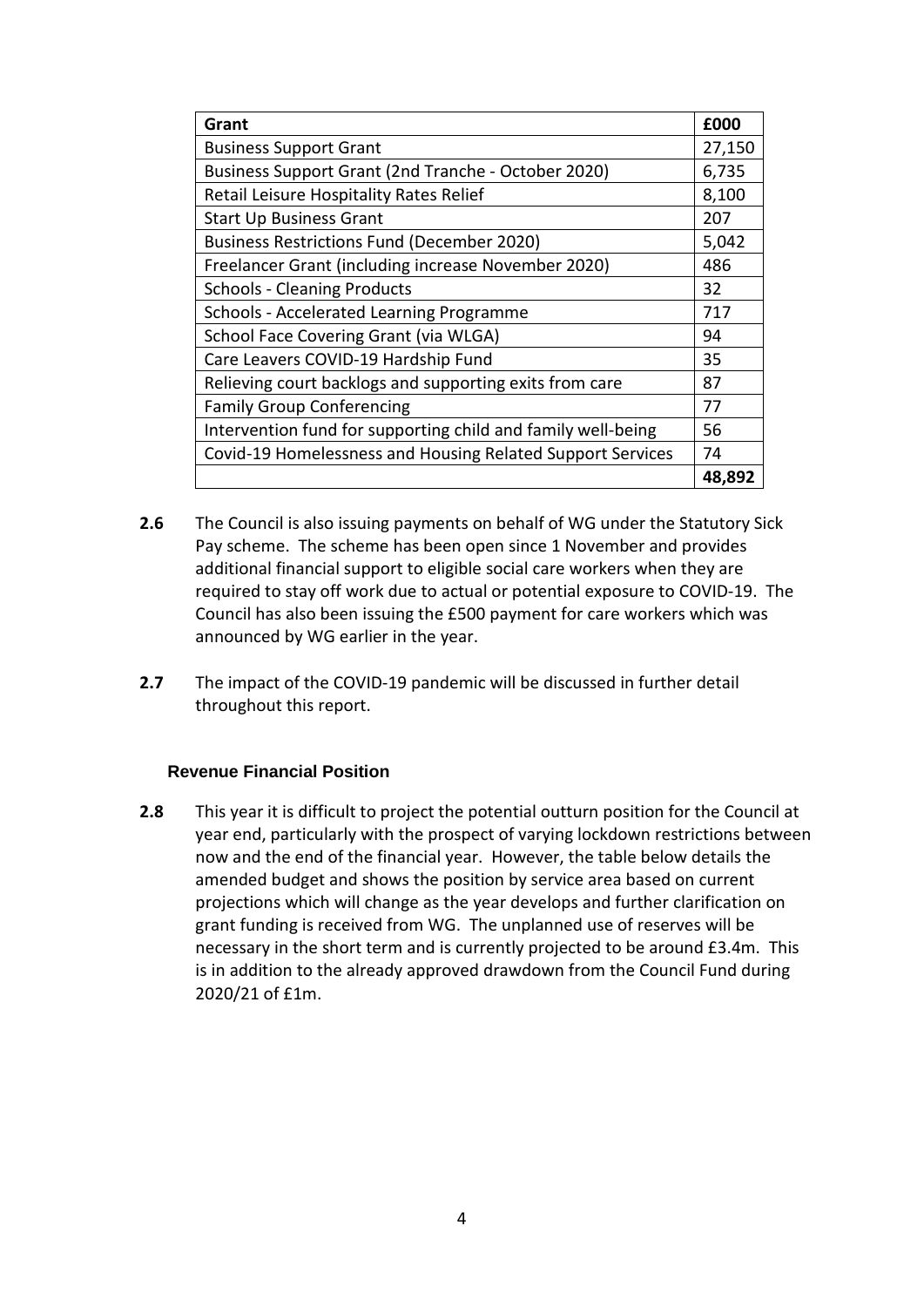| Grant | £000 |
|---|---|
| Business Support Grant | 27,150 |
| Business Support Grant (2nd Tranche - October 2020) | 6,735 |
| Retail Leisure Hospitality Rates Relief | 8,100 |
| Start Up Business Grant | 207 |
| Business Restrictions Fund (December 2020) | 5,042 |
| Freelancer Grant (including increase November 2020) | 486 |
| Schools - Cleaning Products | 32 |
| Schools - Accelerated Learning Programme | 717 |
| School Face Covering Grant (via WLGA) | 94 |
| Care Leavers COVID-19 Hardship Fund | 35 |
| Relieving court backlogs and supporting exits from care | 87 |
| Family Group Conferencing | 77 |
| Intervention fund for supporting child and family well-being | 56 |
| Covid-19 Homelessness and Housing Related Support Services | 74 |
| | **48,892** |

**2.6** The Council is also issuing payments on behalf of WG under the Statutory Sick Pay scheme. The scheme has been open since 1 November and provides additional financial support to eligible social care workers when they are required to stay off work due to actual or potential exposure to COVID-19. The Council has also been issuing the £500 payment for care workers which was announced by WG earlier in the year.

**2.7** The impact of the COVID-19 pandemic will be discussed in further detail throughout this report.

### Revenue Financial Position

**2.8** This year it is difficult to project the potential outturn position for the Council at year end, particularly with the prospect of varying lockdown restrictions between now and the end of the financial year. However, the table below details the amended budget and shows the position by service area based on current projections which will change as the year develops and further clarification on grant funding is received from WG. The unplanned use of reserves will be necessary in the short term and is currently projected to be around £3.4m. This is in addition to the already approved drawdown from the Council Fund during 2020/21 of £1m.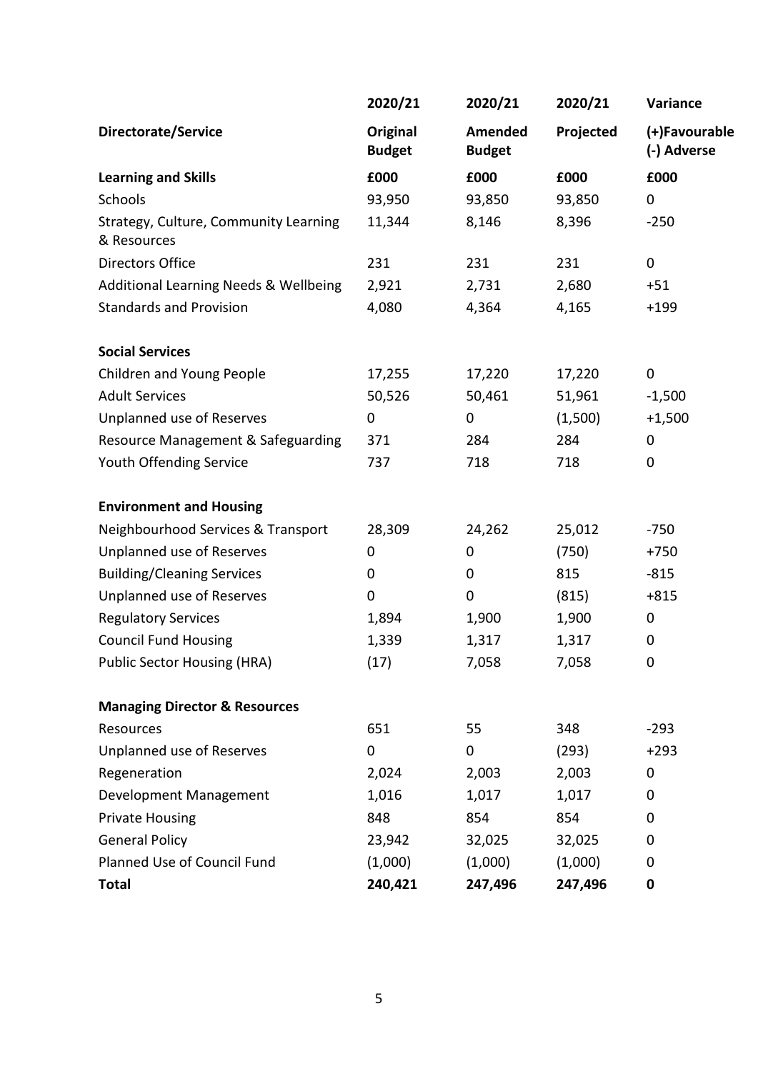| Directorate/Service | 2020/21 Original Budget | 2020/21 Amended Budget | 2020/21 Projected | Variance (+)Favourable (-) Adverse |
|---|---|---|---|---|
| **Learning and Skills** | **£000** | **£000** | **£000** | **£000** |
| Schools | 93,950 | 93,850 | 93,850 | 0 |
| Strategy, Culture, Community Learning & Resources | 11,344 | 8,146 | 8,396 | -250 |
| Directors Office | 231 | 231 | 231 | 0 |
| Additional Learning Needs & Wellbeing | 2,921 | 2,731 | 2,680 | +51 |
| Standards and Provision | 4,080 | 4,364 | 4,165 | +199 |
| **Social Services** | | | | |
| Children and Young People | 17,255 | 17,220 | 17,220 | 0 |
| Adult Services | 50,526 | 50,461 | 51,961 | -1,500 |
| Unplanned use of Reserves | 0 | 0 | (1,500) | +1,500 |
| Resource Management & Safeguarding | 371 | 284 | 284 | 0 |
| Youth Offending Service | 737 | 718 | 718 | 0 |
| **Environment and Housing** | | | | |
| Neighbourhood Services & Transport | 28,309 | 24,262 | 25,012 | -750 |
| Unplanned use of Reserves | 0 | 0 | (750) | +750 |
| Building/Cleaning Services | 0 | 0 | 815 | -815 |
| Unplanned use of Reserves | 0 | 0 | (815) | +815 |
| Regulatory Services | 1,894 | 1,900 | 1,900 | 0 |
| Council Fund Housing | 1,339 | 1,317 | 1,317 | 0 |
| Public Sector Housing (HRA) | (17) | 7,058 | 7,058 | 0 |
| **Managing Director & Resources** | | | | |
| Resources | 651 | 55 | 348 | -293 |
| Unplanned use of Reserves | 0 | 0 | (293) | +293 |
| Regeneration | 2,024 | 2,003 | 2,003 | 0 |
| Development Management | 1,016 | 1,017 | 1,017 | 0 |
| Private Housing | 848 | 854 | 854 | 0 |
| General Policy | 23,942 | 32,025 | 32,025 | 0 |
| Planned Use of Council Fund | (1,000) | (1,000) | (1,000) | 0 |
| **Total** | **240,421** | **247,496** | **247,496** | **0** |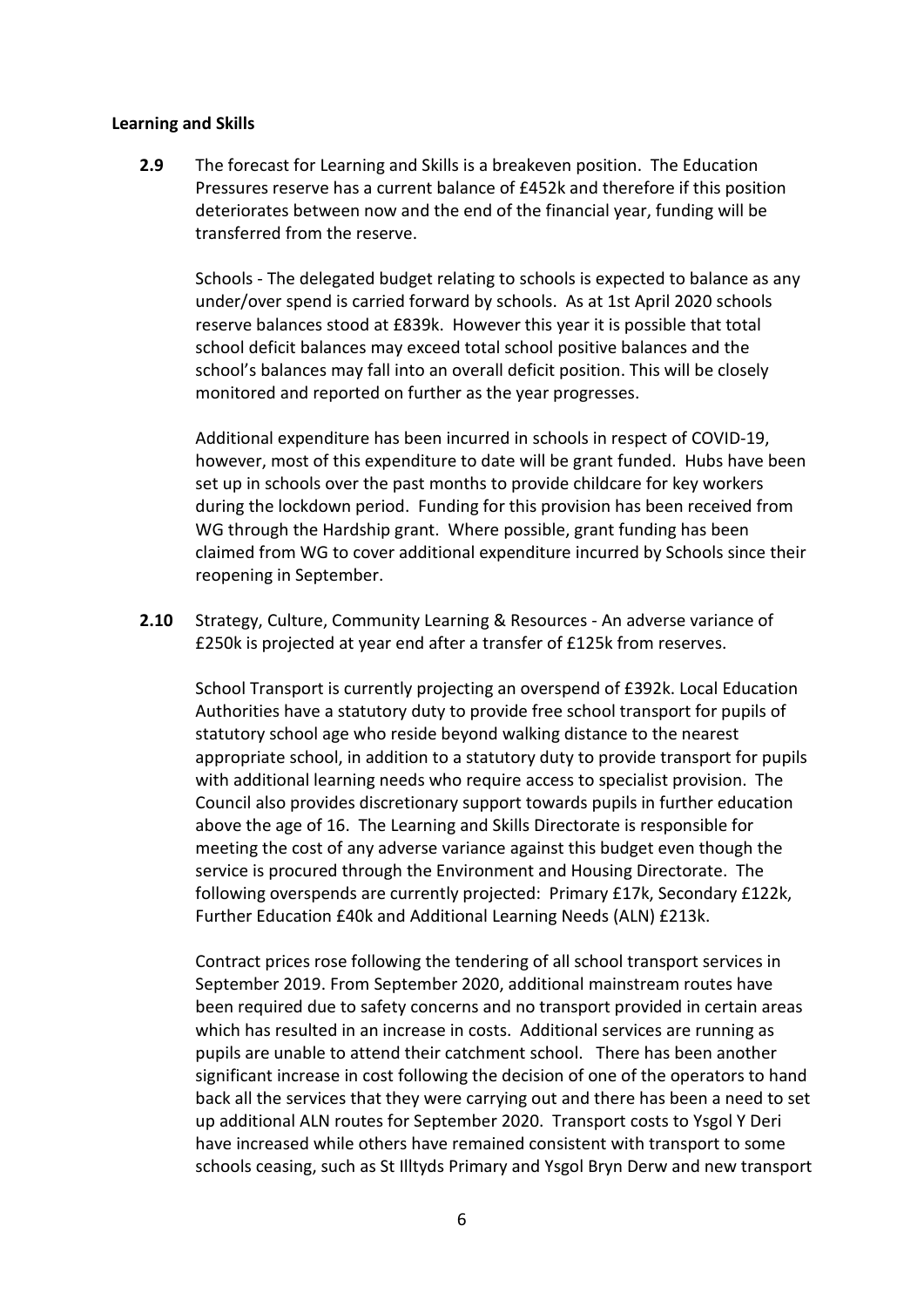**Learning and Skills**

**2.9** The forecast for Learning and Skills is a breakeven position. The Education Pressures reserve has a current balance of £452k and therefore if this position deteriorates between now and the end of the financial year, funding will be transferred from the reserve.

Schools - The delegated budget relating to schools is expected to balance as any under/over spend is carried forward by schools. As at 1st April 2020 schools reserve balances stood at £839k. However this year it is possible that total school deficit balances may exceed total school positive balances and the school's balances may fall into an overall deficit position. This will be closely monitored and reported on further as the year progresses.

Additional expenditure has been incurred in schools in respect of COVID-19, however, most of this expenditure to date will be grant funded. Hubs have been set up in schools over the past months to provide childcare for key workers during the lockdown period. Funding for this provision has been received from WG through the Hardship grant. Where possible, grant funding has been claimed from WG to cover additional expenditure incurred by Schools since their reopening in September.

**2.10** Strategy, Culture, Community Learning & Resources - An adverse variance of £250k is projected at year end after a transfer of £125k from reserves.

School Transport is currently projecting an overspend of £392k. Local Education Authorities have a statutory duty to provide free school transport for pupils of statutory school age who reside beyond walking distance to the nearest appropriate school, in addition to a statutory duty to provide transport for pupils with additional learning needs who require access to specialist provision. The Council also provides discretionary support towards pupils in further education above the age of 16. The Learning and Skills Directorate is responsible for meeting the cost of any adverse variance against this budget even though the service is procured through the Environment and Housing Directorate. The following overspends are currently projected: Primary £17k, Secondary £122k, Further Education £40k and Additional Learning Needs (ALN) £213k.

Contract prices rose following the tendering of all school transport services in September 2019. From September 2020, additional mainstream routes have been required due to safety concerns and no transport provided in certain areas which has resulted in an increase in costs. Additional services are running as pupils are unable to attend their catchment school. There has been another significant increase in cost following the decision of one of the operators to hand back all the services that they were carrying out and there has been a need to set up additional ALN routes for September 2020. Transport costs to Ysgol Y Deri have increased while others have remained consistent with transport to some schools ceasing, such as St Illtyds Primary and Ysgol Bryn Derw and new transport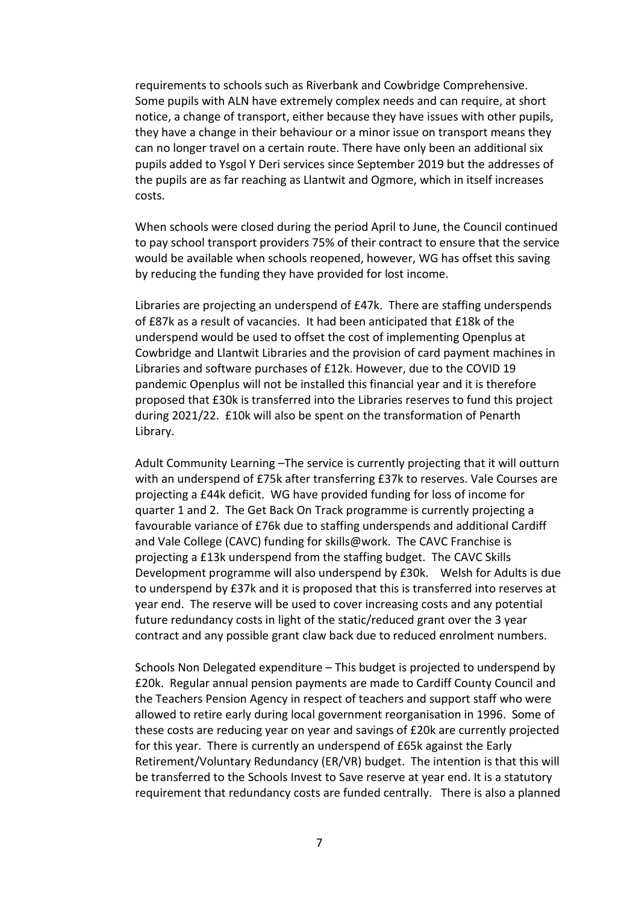requirements to schools such as Riverbank and Cowbridge Comprehensive. Some pupils with ALN have extremely complex needs and can require, at short notice, a change of transport, either because they have issues with other pupils, they have a change in their behaviour or a minor issue on transport means they can no longer travel on a certain route. There have only been an additional six pupils added to Ysgol Y Deri services since September 2019 but the addresses of the pupils are as far reaching as Llantwit and Ogmore, which in itself increases costs.

When schools were closed during the period April to June, the Council continued to pay school transport providers 75% of their contract to ensure that the service would be available when schools reopened, however, WG has offset this saving by reducing the funding they have provided for lost income.

Libraries are projecting an underspend of £47k. There are staffing underspends of £87k as a result of vacancies. It had been anticipated that £18k of the underspend would be used to offset the cost of implementing Openplus at Cowbridge and Llantwit Libraries and the provision of card payment machines in Libraries and software purchases of £12k. However, due to the COVID 19 pandemic Openplus will not be installed this financial year and it is therefore proposed that £30k is transferred into the Libraries reserves to fund this project during 2021/22. £10k will also be spent on the transformation of Penarth Library.

Adult Community Learning –The service is currently projecting that it will outturn with an underspend of £75k after transferring £37k to reserves. Vale Courses are projecting a £44k deficit. WG have provided funding for loss of income for quarter 1 and 2. The Get Back On Track programme is currently projecting a favourable variance of £76k due to staffing underspends and additional Cardiff and Vale College (CAVC) funding for skills@work. The CAVC Franchise is projecting a £13k underspend from the staffing budget. The CAVC Skills Development programme will also underspend by £30k. Welsh for Adults is due to underspend by £37k and it is proposed that this is transferred into reserves at year end. The reserve will be used to cover increasing costs and any potential future redundancy costs in light of the static/reduced grant over the 3 year contract and any possible grant claw back due to reduced enrolment numbers.

Schools Non Delegated expenditure – This budget is projected to underspend by £20k. Regular annual pension payments are made to Cardiff County Council and the Teachers Pension Agency in respect of teachers and support staff who were allowed to retire early during local government reorganisation in 1996. Some of these costs are reducing year on year and savings of £20k are currently projected for this year. There is currently an underspend of £65k against the Early Retirement/Voluntary Redundancy (ER/VR) budget. The intention is that this will be transferred to the Schools Invest to Save reserve at year end. It is a statutory requirement that redundancy costs are funded centrally. There is also a planned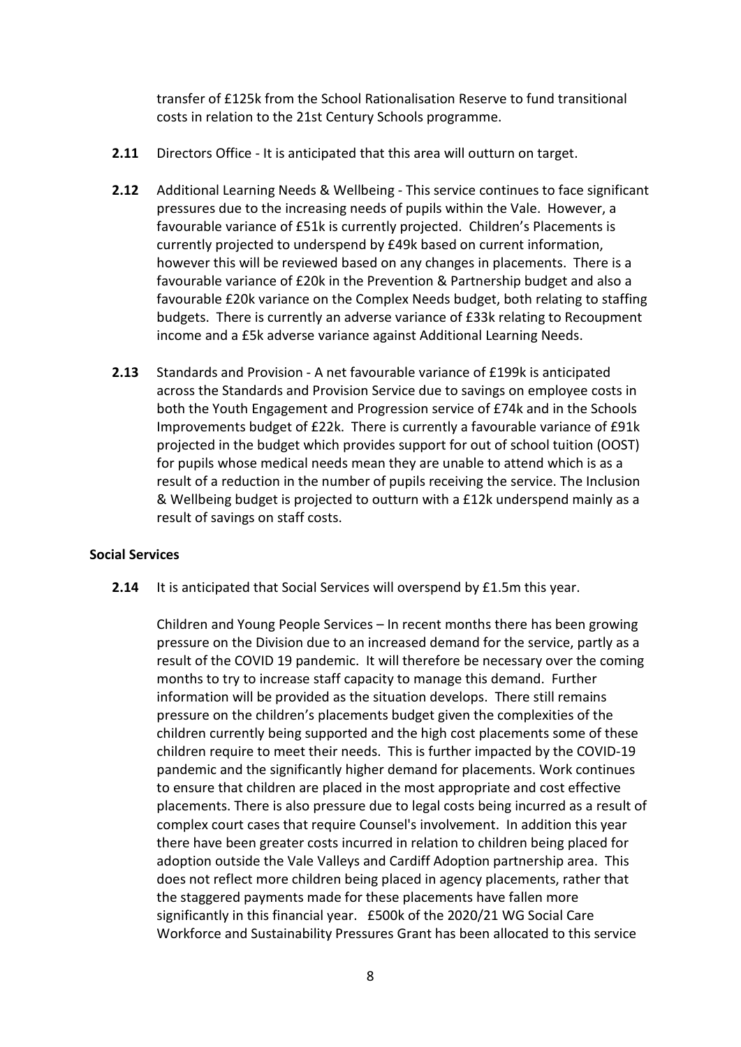transfer of £125k from the School Rationalisation Reserve to fund transitional costs in relation to the 21st Century Schools programme.

**2.11** Directors Office - It is anticipated that this area will outturn on target.

**2.12** Additional Learning Needs & Wellbeing - This service continues to face significant pressures due to the increasing needs of pupils within the Vale. However, a favourable variance of £51k is currently projected. Children's Placements is currently projected to underspend by £49k based on current information, however this will be reviewed based on any changes in placements. There is a favourable variance of £20k in the Prevention & Partnership budget and also a favourable £20k variance on the Complex Needs budget, both relating to staffing budgets. There is currently an adverse variance of £33k relating to Recoupment income and a £5k adverse variance against Additional Learning Needs.

**2.13** Standards and Provision - A net favourable variance of £199k is anticipated across the Standards and Provision Service due to savings on employee costs in both the Youth Engagement and Progression service of £74k and in the Schools Improvements budget of £22k. There is currently a favourable variance of £91k projected in the budget which provides support for out of school tuition (OOST) for pupils whose medical needs mean they are unable to attend which is as a result of a reduction in the number of pupils receiving the service. The Inclusion & Wellbeing budget is projected to outturn with a £12k underspend mainly as a result of savings on staff costs.

**Social Services**

**2.14** It is anticipated that Social Services will overspend by £1.5m this year.

Children and Young People Services – In recent months there has been growing pressure on the Division due to an increased demand for the service, partly as a result of the COVID 19 pandemic. It will therefore be necessary over the coming months to try to increase staff capacity to manage this demand. Further information will be provided as the situation develops. There still remains pressure on the children's placements budget given the complexities of the children currently being supported and the high cost placements some of these children require to meet their needs. This is further impacted by the COVID-19 pandemic and the significantly higher demand for placements. Work continues to ensure that children are placed in the most appropriate and cost effective placements. There is also pressure due to legal costs being incurred as a result of complex court cases that require Counsel's involvement. In addition this year there have been greater costs incurred in relation to children being placed for adoption outside the Vale Valleys and Cardiff Adoption partnership area. This does not reflect more children being placed in agency placements, rather that the staggered payments made for these placements have fallen more significantly in this financial year. £500k of the 2020/21 WG Social Care Workforce and Sustainability Pressures Grant has been allocated to this service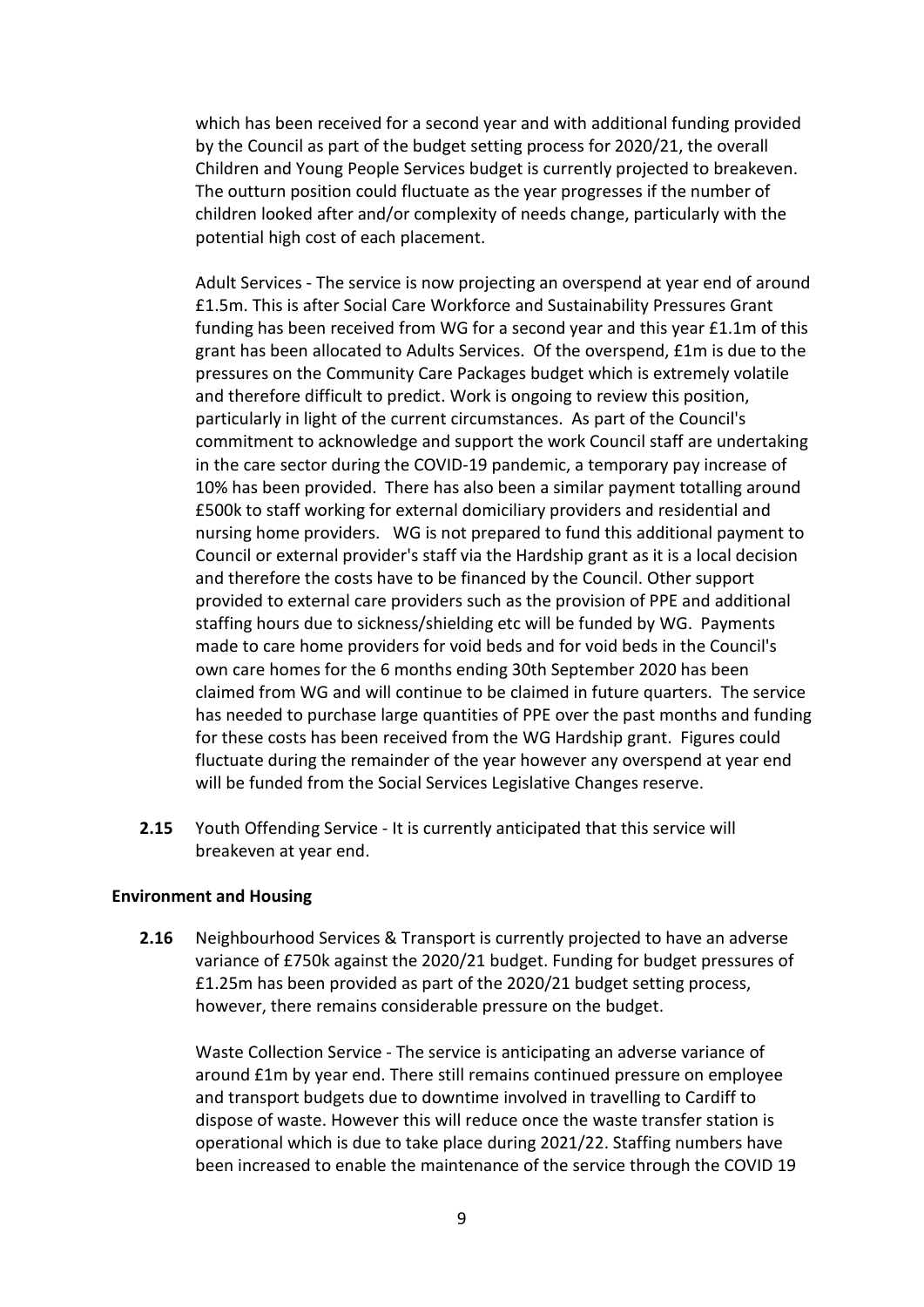which has been received for a second year and with additional funding provided by the Council as part of the budget setting process for 2020/21, the overall Children and Young People Services budget is currently projected to breakeven. The outturn position could fluctuate as the year progresses if the number of children looked after and/or complexity of needs change, particularly with the potential high cost of each placement.

Adult Services - The service is now projecting an overspend at year end of around £1.5m. This is after Social Care Workforce and Sustainability Pressures Grant funding has been received from WG for a second year and this year £1.1m of this grant has been allocated to Adults Services. Of the overspend, £1m is due to the pressures on the Community Care Packages budget which is extremely volatile and therefore difficult to predict. Work is ongoing to review this position, particularly in light of the current circumstances. As part of the Council's commitment to acknowledge and support the work Council staff are undertaking in the care sector during the COVID-19 pandemic, a temporary pay increase of 10% has been provided. There has also been a similar payment totalling around £500k to staff working for external domiciliary providers and residential and nursing home providers. WG is not prepared to fund this additional payment to Council or external provider's staff via the Hardship grant as it is a local decision and therefore the costs have to be financed by the Council. Other support provided to external care providers such as the provision of PPE and additional staffing hours due to sickness/shielding etc will be funded by WG. Payments made to care home providers for void beds and for void beds in the Council's own care homes for the 6 months ending 30th September 2020 has been claimed from WG and will continue to be claimed in future quarters. The service has needed to purchase large quantities of PPE over the past months and funding for these costs has been received from the WG Hardship grant. Figures could fluctuate during the remainder of the year however any overspend at year end will be funded from the Social Services Legislative Changes reserve.

**2.15** Youth Offending Service - It is currently anticipated that this service will breakeven at year end.

**Environment and Housing**

**2.16** Neighbourhood Services & Transport is currently projected to have an adverse variance of £750k against the 2020/21 budget. Funding for budget pressures of £1.25m has been provided as part of the 2020/21 budget setting process, however, there remains considerable pressure on the budget.

Waste Collection Service - The service is anticipating an adverse variance of around £1m by year end. There still remains continued pressure on employee and transport budgets due to downtime involved in travelling to Cardiff to dispose of waste. However this will reduce once the waste transfer station is operational which is due to take place during 2021/22. Staffing numbers have been increased to enable the maintenance of the service through the COVID 19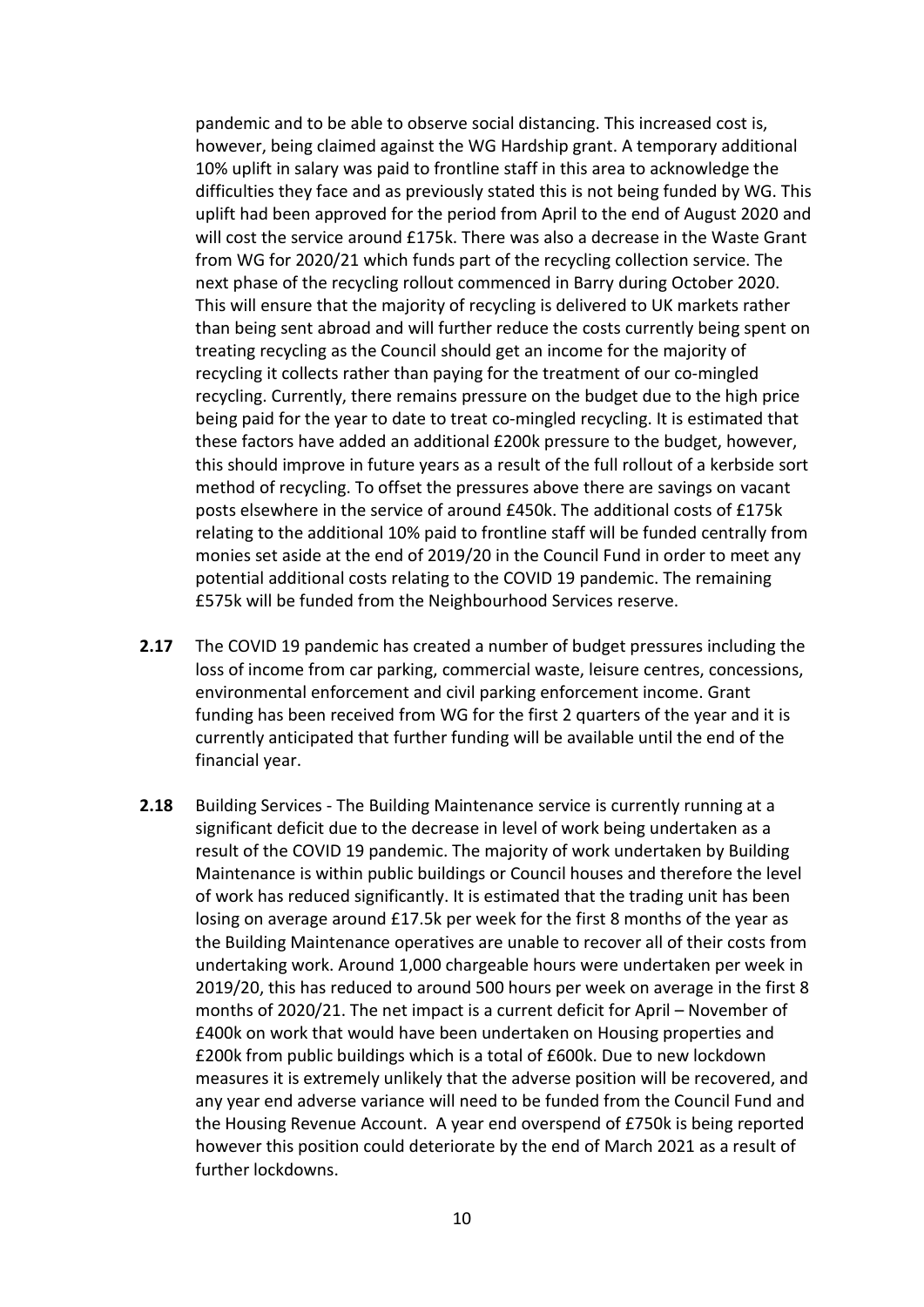pandemic and to be able to observe social distancing. This increased cost is, however, being claimed against the WG Hardship grant. A temporary additional 10% uplift in salary was paid to frontline staff in this area to acknowledge the difficulties they face and as previously stated this is not being funded by WG. This uplift had been approved for the period from April to the end of August 2020 and will cost the service around £175k. There was also a decrease in the Waste Grant from WG for 2020/21 which funds part of the recycling collection service. The next phase of the recycling rollout commenced in Barry during October 2020. This will ensure that the majority of recycling is delivered to UK markets rather than being sent abroad and will further reduce the costs currently being spent on treating recycling as the Council should get an income for the majority of recycling it collects rather than paying for the treatment of our co-mingled recycling. Currently, there remains pressure on the budget due to the high price being paid for the year to date to treat co-mingled recycling. It is estimated that these factors have added an additional £200k pressure to the budget, however, this should improve in future years as a result of the full rollout of a kerbside sort method of recycling. To offset the pressures above there are savings on vacant posts elsewhere in the service of around £450k. The additional costs of £175k relating to the additional 10% paid to frontline staff will be funded centrally from monies set aside at the end of 2019/20 in the Council Fund in order to meet any potential additional costs relating to the COVID 19 pandemic. The remaining £575k will be funded from the Neighbourhood Services reserve.

**2.17** The COVID 19 pandemic has created a number of budget pressures including the loss of income from car parking, commercial waste, leisure centres, concessions, environmental enforcement and civil parking enforcement income. Grant funding has been received from WG for the first 2 quarters of the year and it is currently anticipated that further funding will be available until the end of the financial year.

**2.18** Building Services - The Building Maintenance service is currently running at a significant deficit due to the decrease in level of work being undertaken as a result of the COVID 19 pandemic. The majority of work undertaken by Building Maintenance is within public buildings or Council houses and therefore the level of work has reduced significantly. It is estimated that the trading unit has been losing on average around £17.5k per week for the first 8 months of the year as the Building Maintenance operatives are unable to recover all of their costs from undertaking work. Around 1,000 chargeable hours were undertaken per week in 2019/20, this has reduced to around 500 hours per week on average in the first 8 months of 2020/21. The net impact is a current deficit for April – November of £400k on work that would have been undertaken on Housing properties and £200k from public buildings which is a total of £600k. Due to new lockdown measures it is extremely unlikely that the adverse position will be recovered, and any year end adverse variance will need to be funded from the Council Fund and the Housing Revenue Account. A year end overspend of £750k is being reported however this position could deteriorate by the end of March 2021 as a result of further lockdowns.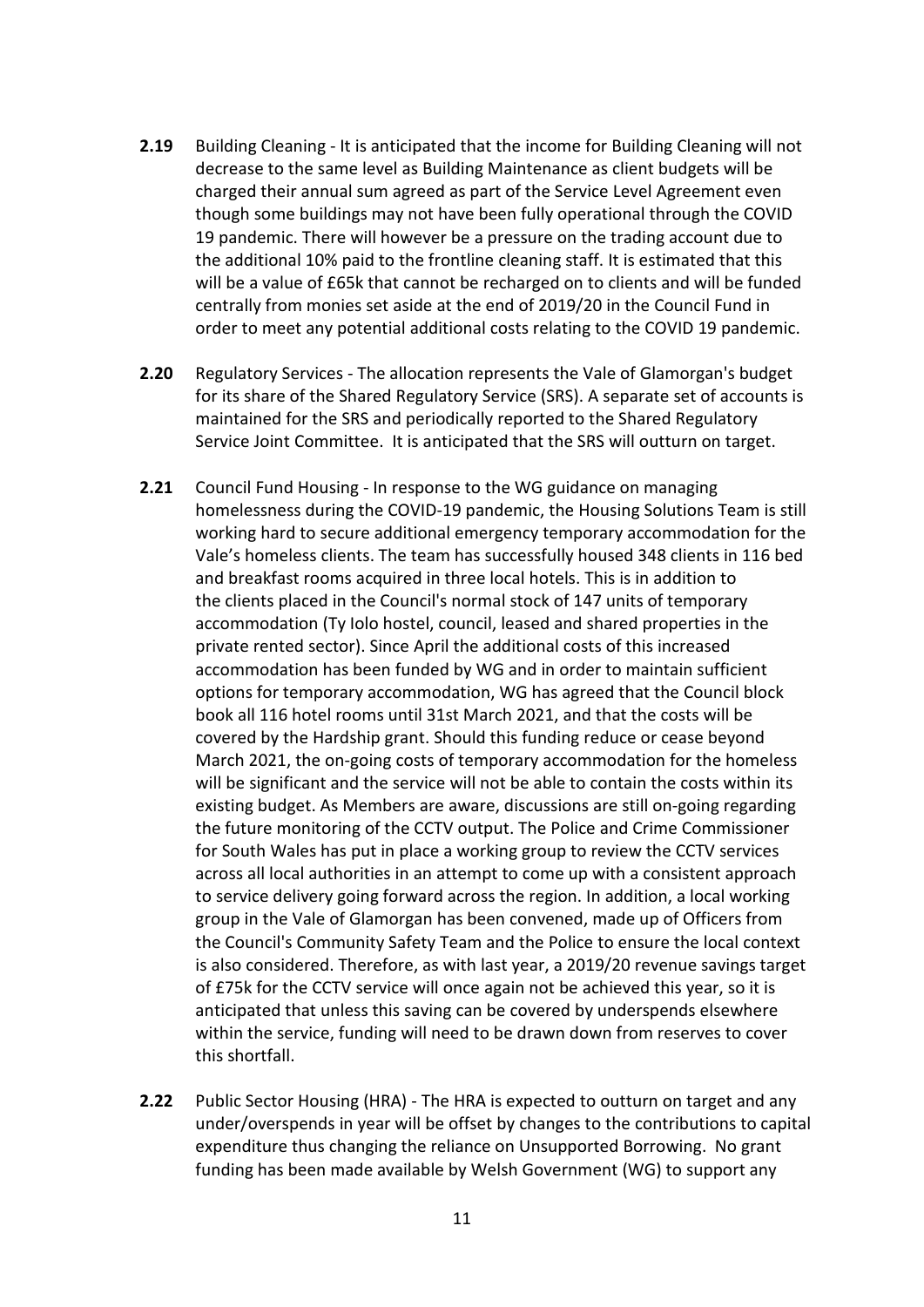**2.19** Building Cleaning - It is anticipated that the income for Building Cleaning will not decrease to the same level as Building Maintenance as client budgets will be charged their annual sum agreed as part of the Service Level Agreement even though some buildings may not have been fully operational through the COVID 19 pandemic. There will however be a pressure on the trading account due to the additional 10% paid to the frontline cleaning staff. It is estimated that this will be a value of £65k that cannot be recharged on to clients and will be funded centrally from monies set aside at the end of 2019/20 in the Council Fund in order to meet any potential additional costs relating to the COVID 19 pandemic.

**2.20** Regulatory Services - The allocation represents the Vale of Glamorgan's budget for its share of the Shared Regulatory Service (SRS). A separate set of accounts is maintained for the SRS and periodically reported to the Shared Regulatory Service Joint Committee. It is anticipated that the SRS will outturn on target.

**2.21** Council Fund Housing - In response to the WG guidance on managing homelessness during the COVID-19 pandemic, the Housing Solutions Team is still working hard to secure additional emergency temporary accommodation for the Vale's homeless clients. The team has successfully housed 348 clients in 116 bed and breakfast rooms acquired in three local hotels. This is in addition to the clients placed in the Council's normal stock of 147 units of temporary accommodation (Ty Iolo hostel, council, leased and shared properties in the private rented sector). Since April the additional costs of this increased accommodation has been funded by WG and in order to maintain sufficient options for temporary accommodation, WG has agreed that the Council block book all 116 hotel rooms until 31st March 2021, and that the costs will be covered by the Hardship grant. Should this funding reduce or cease beyond March 2021, the on-going costs of temporary accommodation for the homeless will be significant and the service will not be able to contain the costs within its existing budget. As Members are aware, discussions are still on-going regarding the future monitoring of the CCTV output. The Police and Crime Commissioner for South Wales has put in place a working group to review the CCTV services across all local authorities in an attempt to come up with a consistent approach to service delivery going forward across the region. In addition, a local working group in the Vale of Glamorgan has been convened, made up of Officers from the Council's Community Safety Team and the Police to ensure the local context is also considered. Therefore, as with last year, a 2019/20 revenue savings target of £75k for the CCTV service will once again not be achieved this year, so it is anticipated that unless this saving can be covered by underspends elsewhere within the service, funding will need to be drawn down from reserves to cover this shortfall.

**2.22** Public Sector Housing (HRA) - The HRA is expected to outturn on target and any under/overspends in year will be offset by changes to the contributions to capital expenditure thus changing the reliance on Unsupported Borrowing. No grant funding has been made available by Welsh Government (WG) to support any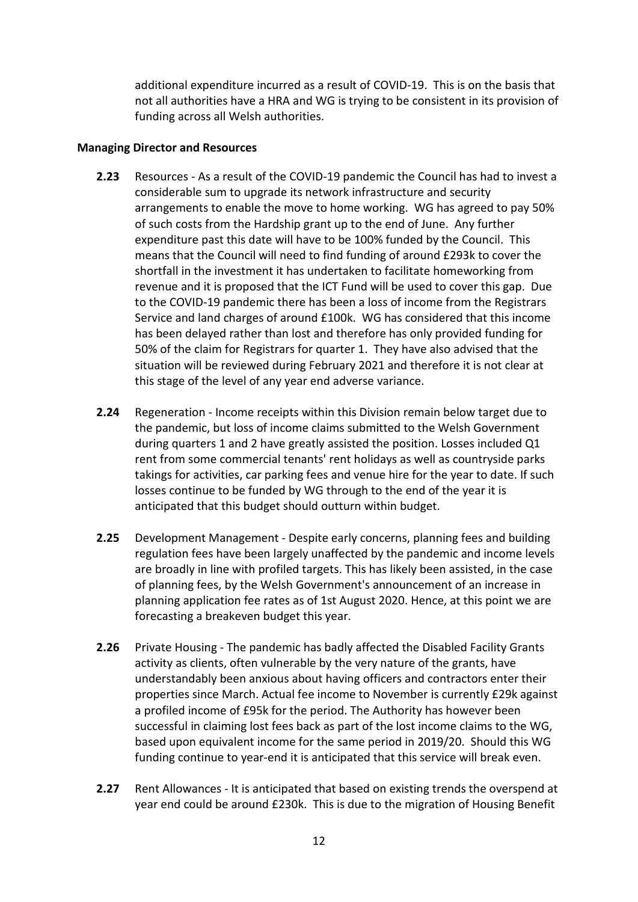additional expenditure incurred as a result of COVID-19. This is on the basis that not all authorities have a HRA and WG is trying to be consistent in its provision of funding across all Welsh authorities.

**Managing Director and Resources**

**2.23** Resources - As a result of the COVID-19 pandemic the Council has had to invest a considerable sum to upgrade its network infrastructure and security arrangements to enable the move to home working. WG has agreed to pay 50% of such costs from the Hardship grant up to the end of June. Any further expenditure past this date will have to be 100% funded by the Council. This means that the Council will need to find funding of around £293k to cover the shortfall in the investment it has undertaken to facilitate homeworking from revenue and it is proposed that the ICT Fund will be used to cover this gap. Due to the COVID-19 pandemic there has been a loss of income from the Registrars Service and land charges of around £100k. WG has considered that this income has been delayed rather than lost and therefore has only provided funding for 50% of the claim for Registrars for quarter 1. They have also advised that the situation will be reviewed during February 2021 and therefore it is not clear at this stage of the level of any year end adverse variance.

**2.24** Regeneration - Income receipts within this Division remain below target due to the pandemic, but loss of income claims submitted to the Welsh Government during quarters 1 and 2 have greatly assisted the position. Losses included Q1 rent from some commercial tenants' rent holidays as well as countryside parks takings for activities, car parking fees and venue hire for the year to date. If such losses continue to be funded by WG through to the end of the year it is anticipated that this budget should outturn within budget.

**2.25** Development Management - Despite early concerns, planning fees and building regulation fees have been largely unaffected by the pandemic and income levels are broadly in line with profiled targets. This has likely been assisted, in the case of planning fees, by the Welsh Government's announcement of an increase in planning application fee rates as of 1st August 2020. Hence, at this point we are forecasting a breakeven budget this year.

**2.26** Private Housing - The pandemic has badly affected the Disabled Facility Grants activity as clients, often vulnerable by the very nature of the grants, have understandably been anxious about having officers and contractors enter their properties since March. Actual fee income to November is currently £29k against a profiled income of £95k for the period. The Authority has however been successful in claiming lost fees back as part of the lost income claims to the WG, based upon equivalent income for the same period in 2019/20. Should this WG funding continue to year-end it is anticipated that this service will break even.

**2.27** Rent Allowances - It is anticipated that based on existing trends the overspend at year end could be around £230k. This is due to the migration of Housing Benefit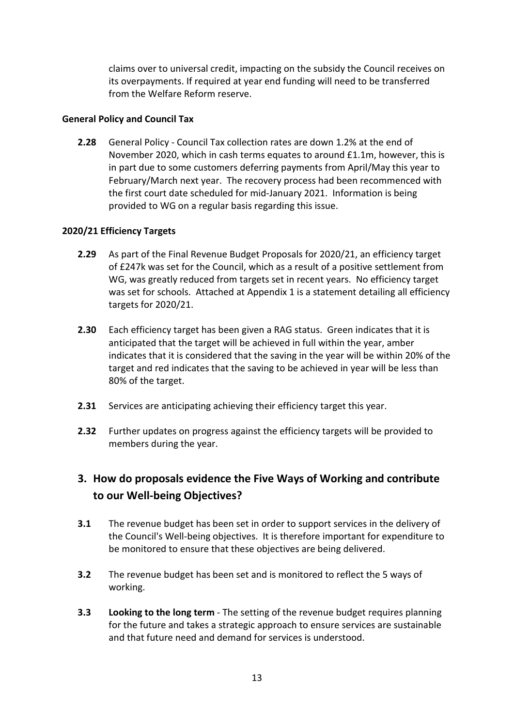claims over to universal credit, impacting on the subsidy the Council receives on its overpayments. If required at year end funding will need to be transferred from the Welfare Reform reserve.

**General Policy and Council Tax**

**2.28** General Policy - Council Tax collection rates are down 1.2% at the end of November 2020, which in cash terms equates to around £1.1m, however, this is in part due to some customers deferring payments from April/May this year to February/March next year. The recovery process had been recommenced with the first court date scheduled for mid-January 2021. Information is being provided to WG on a regular basis regarding this issue.

**2020/21 Efficiency Targets**

**2.29** As part of the Final Revenue Budget Proposals for 2020/21, an efficiency target of £247k was set for the Council, which as a result of a positive settlement from WG, was greatly reduced from targets set in recent years. No efficiency target was set for schools. Attached at Appendix 1 is a statement detailing all efficiency targets for 2020/21.

**2.30** Each efficiency target has been given a RAG status. Green indicates that it is anticipated that the target will be achieved in full within the year, amber indicates that it is considered that the saving in the year will be within 20% of the target and red indicates that the saving to be achieved in year will be less than 80% of the target.

**2.31** Services are anticipating achieving their efficiency target this year.

**2.32** Further updates on progress against the efficiency targets will be provided to members during the year.

## 3. How do proposals evidence the Five Ways of Working and contribute to our Well-being Objectives?

**3.1** The revenue budget has been set in order to support services in the delivery of the Council's Well-being objectives. It is therefore important for expenditure to be monitored to ensure that these objectives are being delivered.

**3.2** The revenue budget has been set and is monitored to reflect the 5 ways of working.

**3.3** **Looking to the long term** - The setting of the revenue budget requires planning for the future and takes a strategic approach to ensure services are sustainable and that future need and demand for services is understood.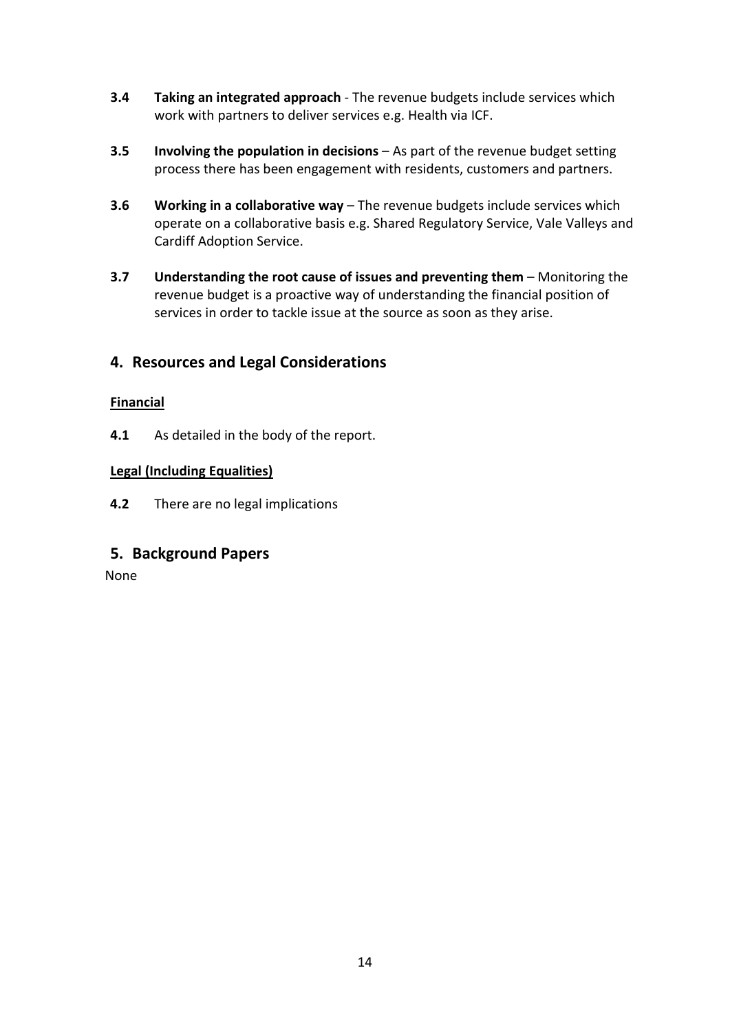**3.4** **Taking an integrated approach** - The revenue budgets include services which work with partners to deliver services e.g. Health via ICF.

**3.5** **Involving the population in decisions** – As part of the revenue budget setting process there has been engagement with residents, customers and partners.

**3.6** **Working in a collaborative way** – The revenue budgets include services which operate on a collaborative basis e.g. Shared Regulatory Service, Vale Valleys and Cardiff Adoption Service.

**3.7** **Understanding the root cause of issues and preventing them** – Monitoring the revenue budget is a proactive way of understanding the financial position of services in order to tackle issue at the source as soon as they arise.

## 4. Resources and Legal Considerations

**Financial**

**4.1** As detailed in the body of the report.

**Legal (Including Equalities)**

**4.2** There are no legal implications

## 5. Background Papers

None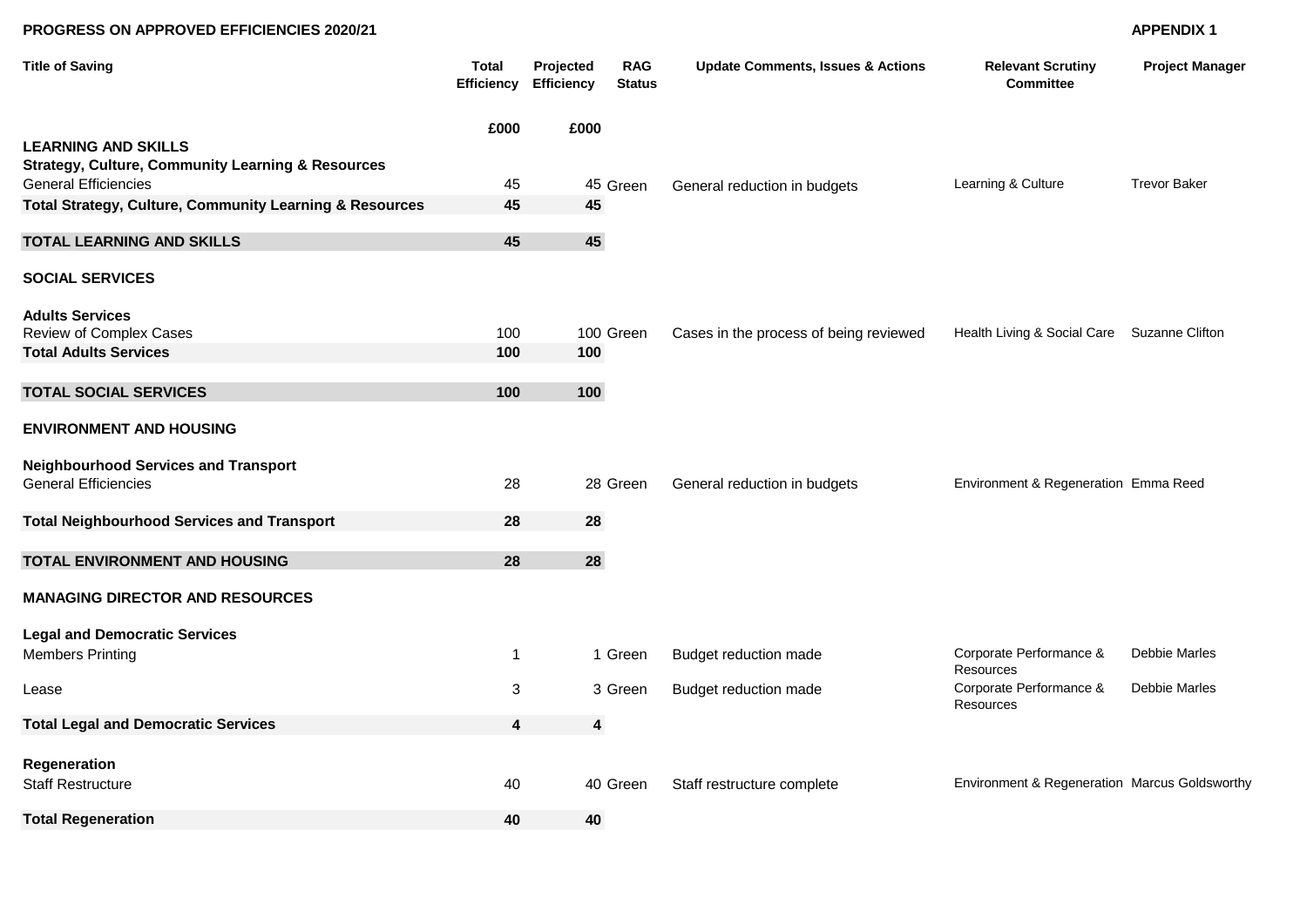**PROGRESS ON APPROVED EFFICIENCIES 2020/21**

**APPENDIX 1**

| Title of Saving | Total Efficiency | Projected Efficiency | RAG Status | Update Comments, Issues & Actions | Relevant Scrutiny Committee | Project Manager |
|---|---|---|---|---|---|---|
| | £000 | £000 | | | | |
| **LEARNING AND SKILLS** | | | | | | |
| **Strategy, Culture, Community Learning & Resources** | | | | | | |
| General Efficiencies | 45 | 45 | Green | General reduction in budgets | Learning & Culture | Trevor Baker |
| **Total Strategy, Culture, Community Learning & Resources** | **45** | **45** | | | | |
| **TOTAL LEARNING AND SKILLS** | **45** | **45** | | | | |
| **SOCIAL SERVICES** | | | | | | |
| **Adults Services** | | | | | | |
| Review of Complex Cases | 100 | 100 | Green | Cases in the process of being reviewed | Health Living & Social Care | Suzanne Clifton |
| **Total Adults Services** | **100** | **100** | | | | |
| **TOTAL SOCIAL SERVICES** | **100** | **100** | | | | |
| **ENVIRONMENT AND HOUSING** | | | | | | |
| **Neighbourhood Services and Transport** | | | | | | |
| General Efficiencies | 28 | 28 | Green | General reduction in budgets | Environment & Regeneration | Emma Reed |
| **Total Neighbourhood Services and Transport** | **28** | **28** | | | | |
| **TOTAL ENVIRONMENT AND HOUSING** | **28** | **28** | | | | |
| **MANAGING DIRECTOR AND RESOURCES** | | | | | | |
| **Legal and Democratic Services** | | | | | | |
| Members Printing | 1 | 1 | Green | Budget reduction made | Corporate Performance & Resources | Debbie Marles |
| Lease | 3 | 3 | Green | Budget reduction made | Corporate Performance & Resources | Debbie Marles |
| **Total Legal and Democratic Services** | **4** | **4** | | | | |
| **Regeneration** | | | | | | |
| Staff Restructure | 40 | 40 | Green | Staff restructure complete | Environment & Regeneration | Marcus Goldsworthy |
| **Total Regeneration** | **40** | **40** | | | | |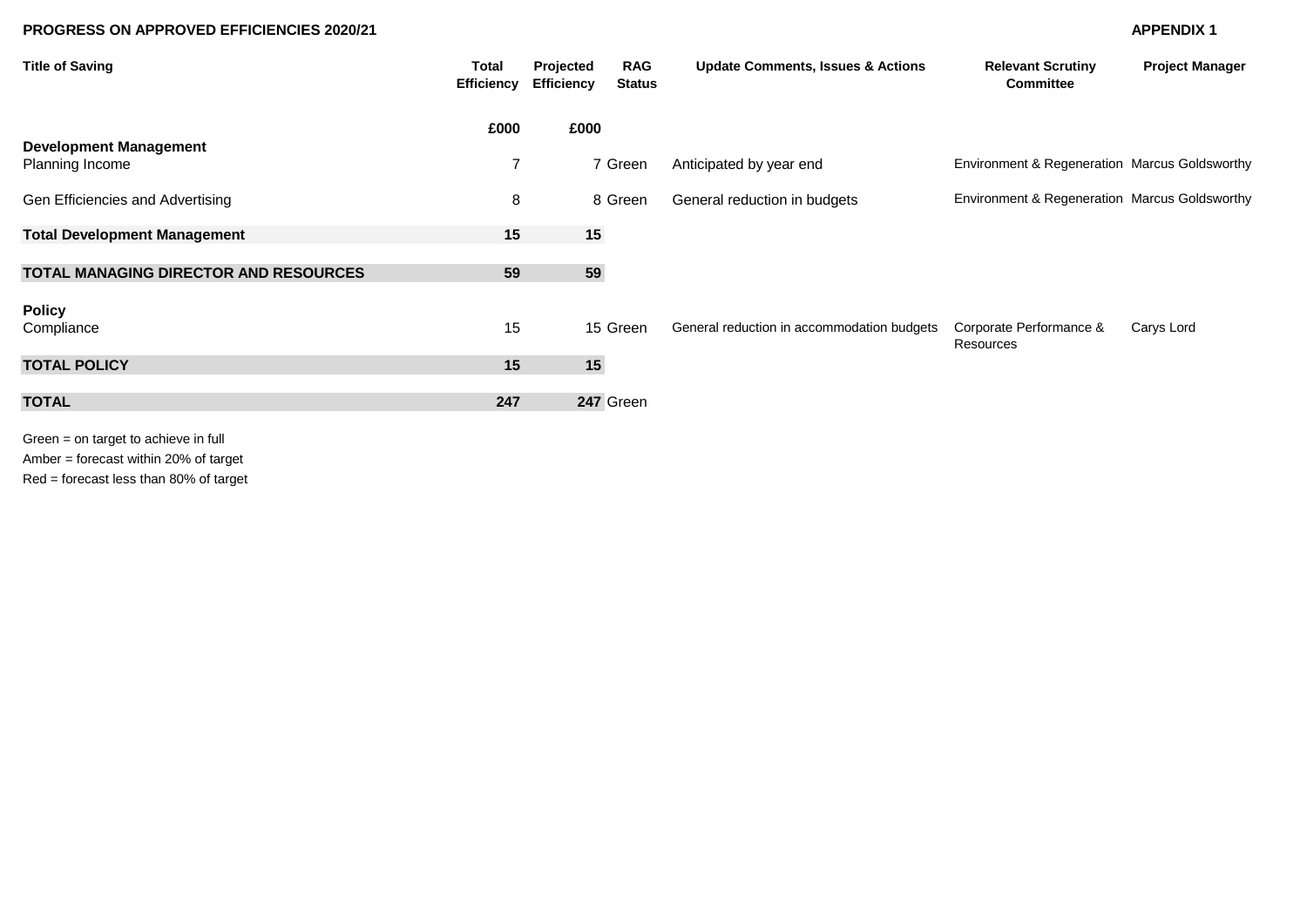**PROGRESS ON APPROVED EFFICIENCIES 2020/21**

**APPENDIX 1**

| Title of Saving | Total Efficiency | Projected Efficiency | RAG Status | Update Comments, Issues & Actions | Relevant Scrutiny Committee | Project Manager |
|---|---|---|---|---|---|---|
| | £000 | £000 | | | | |
| **Development Management** | | | | | | |
| Planning Income | 7 | 7 | Green | Anticipated by year end | Environment & Regeneration | Marcus Goldsworthy |
| Gen Efficiencies and Advertising | 8 | 8 | Green | General reduction in budgets | Environment & Regeneration | Marcus Goldsworthy |
| **Total Development Management** | **15** | **15** | | | | |
| **TOTAL MANAGING DIRECTOR AND RESOURCES** | **59** | **59** | | | | |
| **Policy** | | | | | | |
| Compliance | 15 | 15 | Green | General reduction in accommodation budgets | Corporate Performance & Resources | Carys Lord |
| **TOTAL POLICY** | **15** | **15** | | | | |
| **TOTAL** | **247** | **247** | Green | | | |

Green = on target to achieve in full

Amber = forecast within 20% of target

Red = forecast less than 80% of target